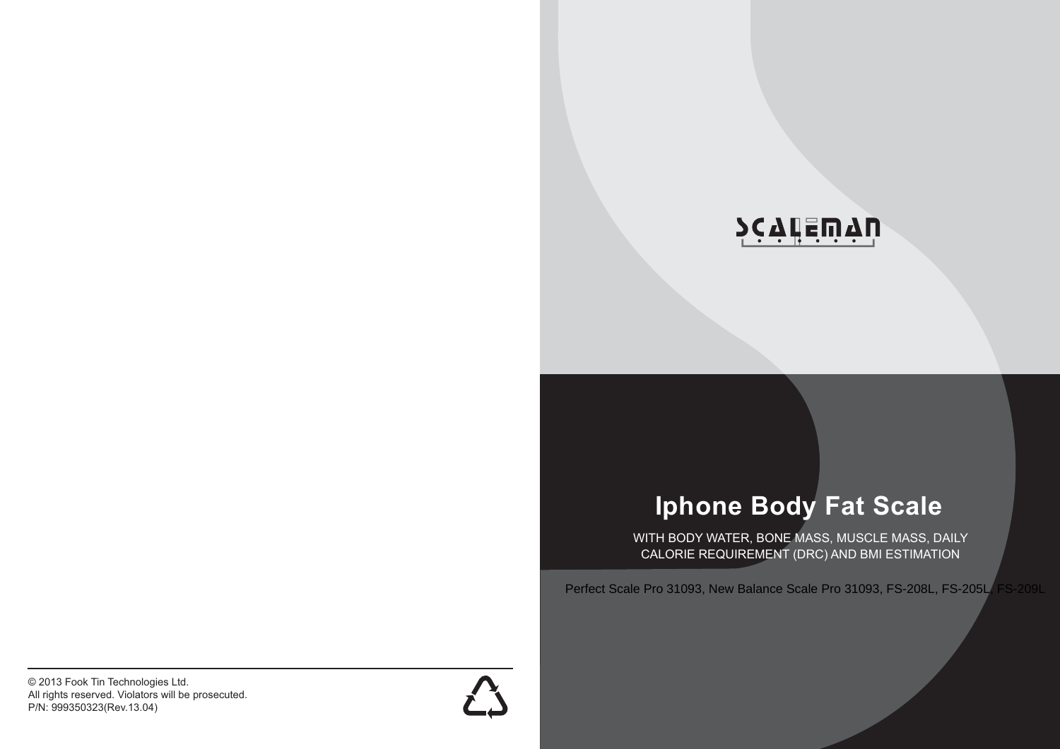SCALEMAN

# Iphone Body Fat Scale

WITH BODY WATER, BONE MASS, MUSCLE MASS, DAILY CALORIE REQUIREMENT (DRC) AND BMI ESTIMATION

Perfect Scale Pro 31093, New Balance Scale Pro 31093, FS-208L, FS-205L, FS-209L

© 2013 Fook Tin Technologies Ltd.
All rights reserved. Violators will be prosecuted.
P/N: 999350323(Rev.13.04)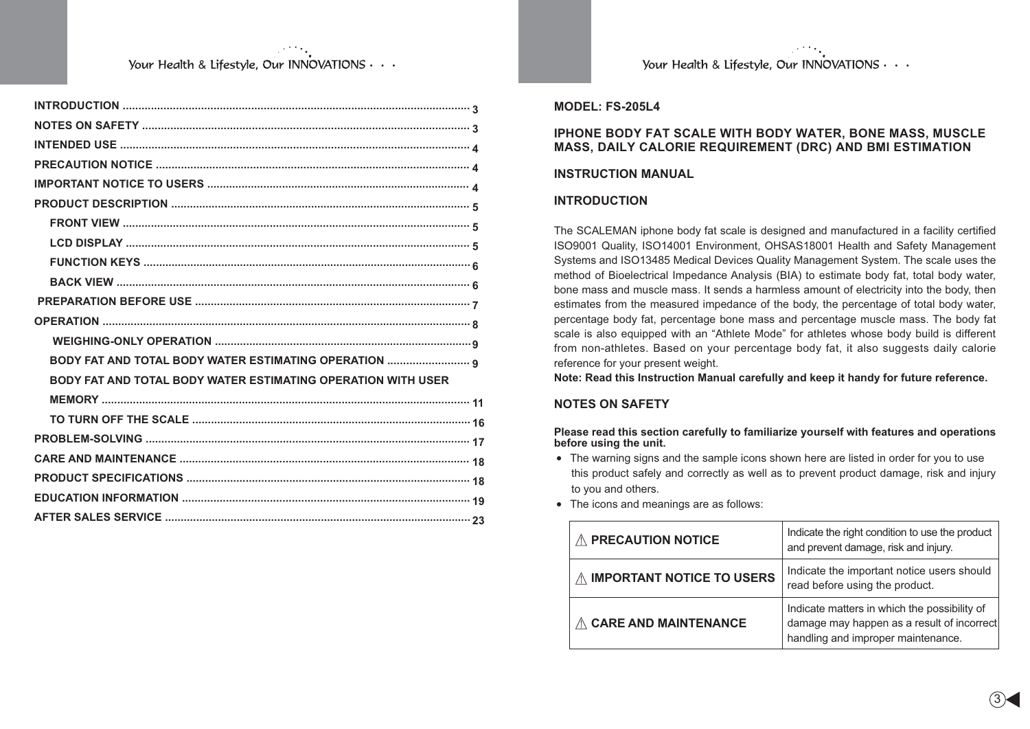INTRODUCTION ........................................................................................................ 3
NOTES ON SAFETY ................................................................................................ 3
INTENDED USE ...................................................................................................... 4
PRECAUTION NOTICE ........................................................................................... 4
IMPORTANT NOTICE TO USERS .......................................................................... 4
PRODUCT DESCRIPTION ..................................................................................... 5
- FRONT VIEW ...................................................................................................... 5
- LCD DISPLAY ..................................................................................................... 5
- FUNCTION KEYS ................................................................................................ 6
- BACK VIEW ........................................................................................................ 6

PREPARATION BEFORE USE ................................................................................ 7
OPERATION ............................................................................................................ 8
- WEIGHING-ONLY OPERATION ........................................................................... 9
- BODY FAT AND TOTAL BODY WATER ESTIMATING OPERATION .................... 9
- BODY FAT AND TOTAL BODY WATER ESTIMATING OPERATION WITH USER MEMORY ............................................................................................................ 11
- TO TURN OFF THE SCALE ................................................................................ 16

PROBLEM-SOLVING .............................................................................................. 17
CARE AND MAINTENANCE .................................................................................. 18
PRODUCT SPECIFICATIONS ................................................................................ 18
EDUCATION INFORMATION ................................................................................. 19
AFTER SALES SERVICE ....................................................................................... 23

**MODEL: FS-205L4**

## IPHONE BODY FAT SCALE WITH BODY WATER, BONE MASS, MUSCLE MASS, DAILY CALORIE REQUIREMENT (DRC) AND BMI ESTIMATION

## INSTRUCTION MANUAL

## INTRODUCTION

The SCALEMAN iphone body fat scale is designed and manufactured in a facility certified ISO9001 Quality, ISO14001 Environment, OHSAS18001 Health and Safety Management Systems and ISO13485 Medical Devices Quality Management System. The scale uses the method of Bioelectrical Impedance Analysis (BIA) to estimate body fat, total body water, bone mass and muscle mass. It sends a harmless amount of electricity into the body, then estimates from the measured impedance of the body, the percentage of total body water, percentage body fat, percentage bone mass and percentage muscle mass. The body fat scale is also equipped with an "Athlete Mode" for athletes whose body build is different from non-athletes. Based on your percentage body fat, it also suggests daily calorie reference for your present weight.

**Note: Read this Instruction Manual carefully and keep it handy for future reference.**

## NOTES ON SAFETY

**Please read this section carefully to familiarize yourself with features and operations before using the unit.**

- The warning signs and the sample icons shown here are listed in order for you to use this product safely and correctly as well as to prevent product damage, risk and injury to you and others.
- The icons and meanings are as follows:

| | |
|---|---|
| ⚠ **PRECAUTION NOTICE** | Indicate the right condition to use the product and prevent damage, risk and injury. |
| ⚠ **IMPORTANT NOTICE TO USERS** | Indicate the important notice users should read before using the product. |
| ⚠ **CARE AND MAINTENANCE** | Indicate matters in which the possibility of damage may happen as a result of incorrect handling and improper maintenance. |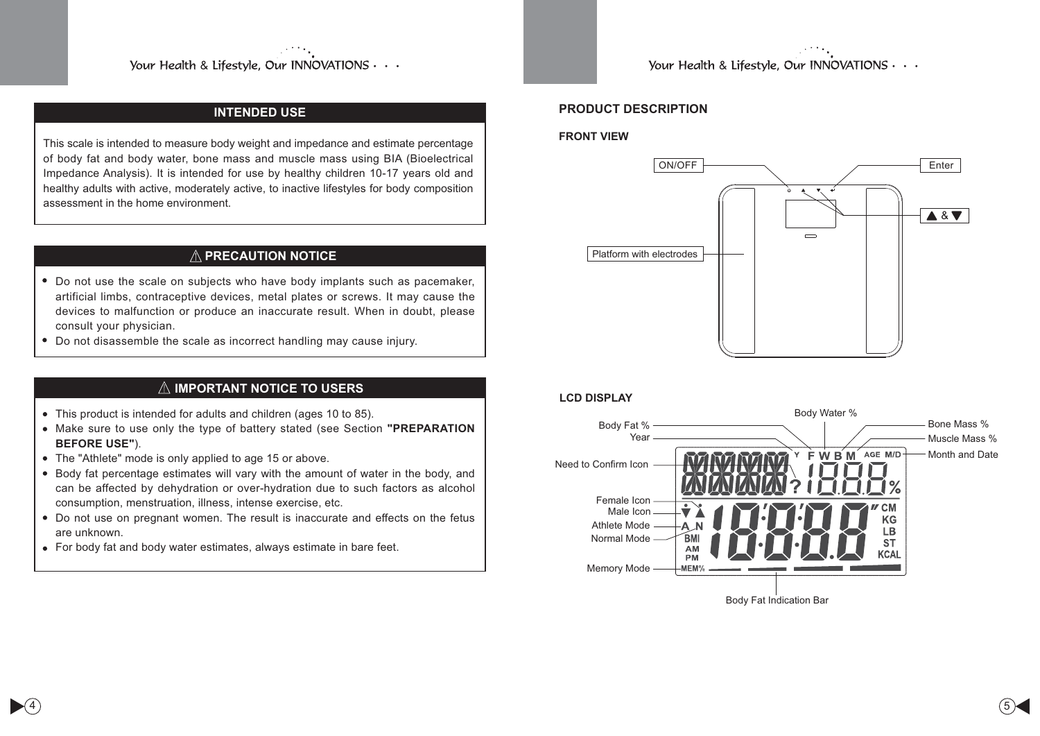## INTENDED USE

This scale is intended to measure body weight and impedance and estimate percentage of body fat and body water, bone mass and muscle mass using BIA (Bioelectrical Impedance Analysis). It is intended for use by healthy children 10-17 years old and healthy adults with active, moderately active, to inactive lifestyles for body composition assessment in the home environment.

## ⚠ PRECAUTION NOTICE

- Do not use the scale on subjects who have body implants such as pacemaker, artificial limbs, contraceptive devices, metal plates or screws. It may cause the devices to malfunction or produce an inaccurate result. When in doubt, please consult your physician.
- Do not disassemble the scale as incorrect handling may cause injury.

## ⚠ IMPORTANT NOTICE TO USERS

- This product is intended for adults and children (ages 10 to 85).
- Make sure to use only the type of battery stated (see Section **"PREPARATION BEFORE USE"**).
- The "Athlete" mode is only applied to age 15 or above.
- Body fat percentage estimates will vary with the amount of water in the body, and can be affected by dehydration or over-hydration due to such factors as alcohol consumption, menstruation, illness, intense exercise, etc.
- Do not use on pregnant women. The result is inaccurate and effects on the fetus are unknown.
- For body fat and body water estimates, always estimate in bare feet.

## PRODUCT DESCRIPTION

### FRONT VIEW

ON/OFF

Enter

▲ & ▼

Platform with electrodes

### LCD DISPLAY

Body Fat %

Year

Need to Confirm Icon

Female Icon

Male Icon

Athlete Mode

Normal Mode

Memory Mode

Body Water %

Bone Mass %

Muscle Mass %

Month and Date

Body Fat Indication Bar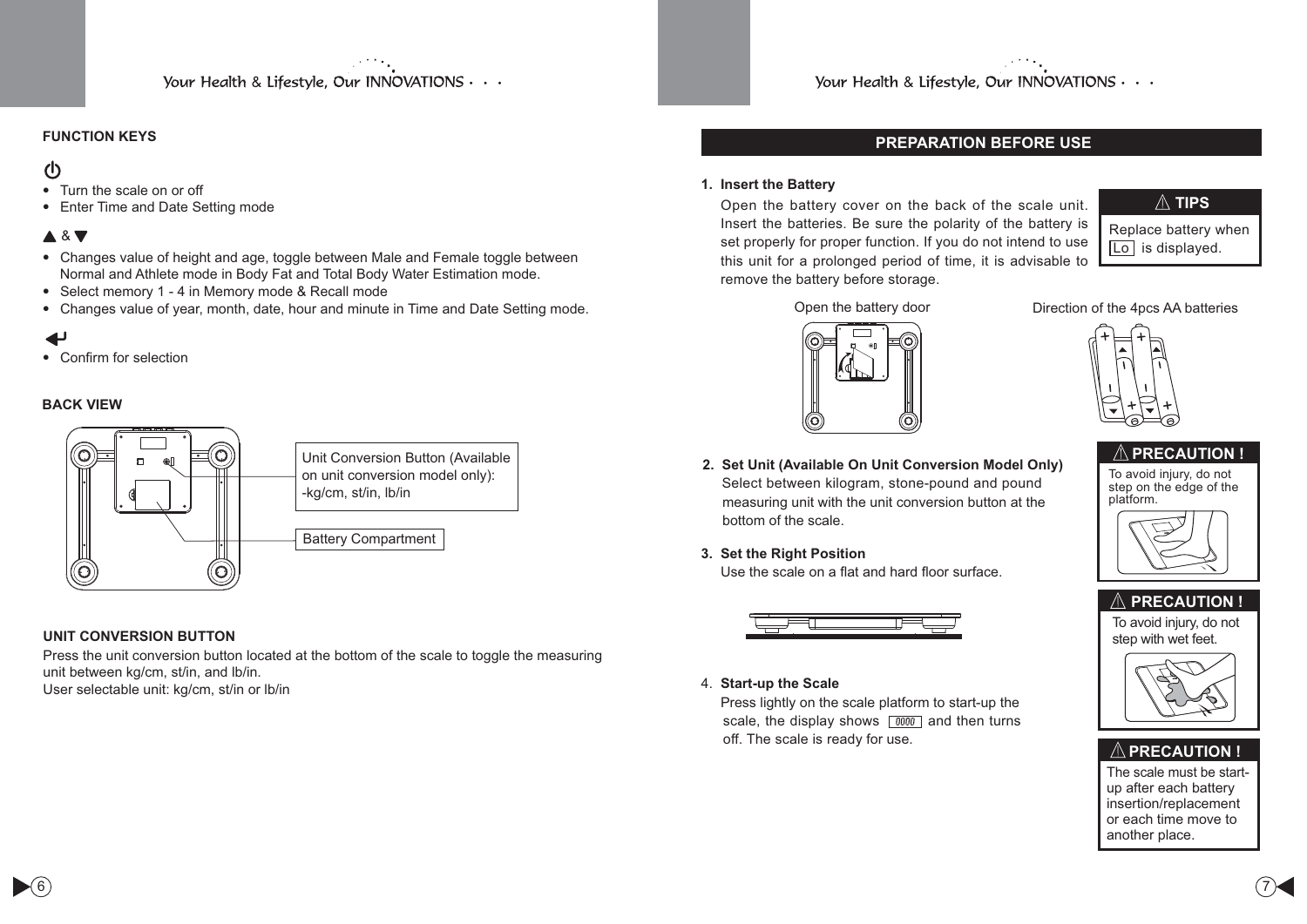## FUNCTION KEYS

⏻

- Turn the scale on or off
- Enter Time and Date Setting mode

▲ & ▼

- Changes value of height and age, toggle between Male and Female toggle between Normal and Athlete mode in Body Fat and Total Body Water Estimation mode.
- Select memory 1 - 4 in Memory mode & Recall mode
- Changes value of year, month, date, hour and minute in Time and Date Setting mode.

↵

- Confirm for selection

## BACK VIEW

Unit Conversion Button (Available on unit conversion model only): -kg/cm, st/in, lb/in

Battery Compartment

## UNIT CONVERSION BUTTON

Press the unit conversion button located at the bottom of the scale to toggle the measuring unit between kg/cm, st/in, and lb/in.
User selectable unit: kg/cm, st/in or lb/in

## PREPARATION BEFORE USE

**1. Insert the Battery**

Open the battery cover on the back of the scale unit. Insert the batteries. Be sure the polarity of the battery is set properly for proper function. If you do not intend to use this unit for a prolonged period of time, it is advisable to remove the battery before storage.

**⚠ TIPS**

Replace battery when Lo is displayed.

Open the battery door

Direction of the 4pcs AA batteries

**2. Set Unit (Available On Unit Conversion Model Only)**

Select between kilogram, stone-pound and pound measuring unit with the unit conversion button at the bottom of the scale.

**3. Set the Right Position**

Use the scale on a flat and hard floor surface.

**4. Start-up the Scale**

Press lightly on the scale platform to start-up the scale, the display shows 0000 and then turns off. The scale is ready for use.

**⚠ PRECAUTION !**

To avoid injury, do not step on the edge of the platform.

**⚠ PRECAUTION !**

To avoid injury, do not step with wet feet.

**⚠ PRECAUTION !**

The scale must be start-up after each battery insertion/replacement or each time move to another place.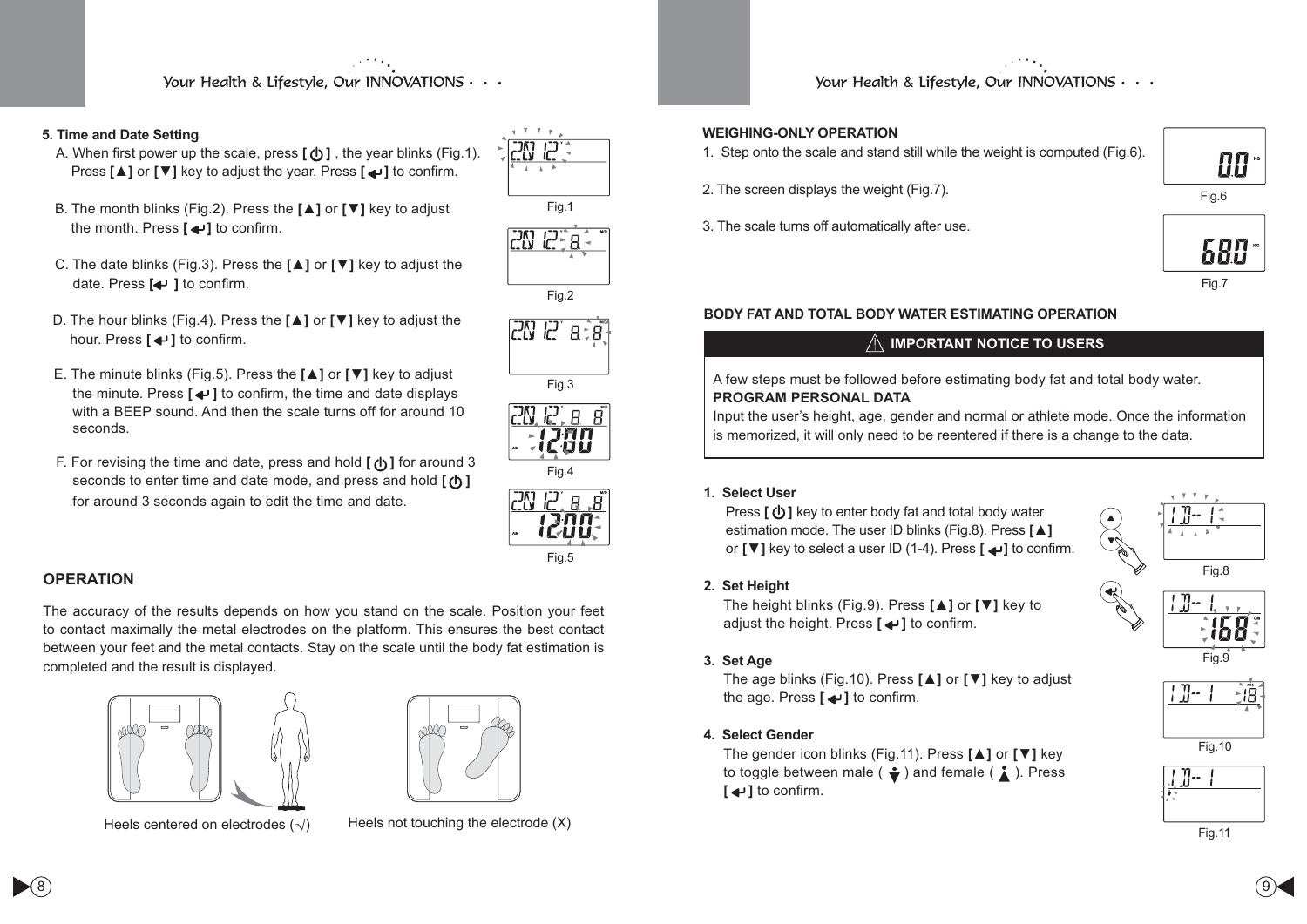### 5. Time and Date Setting

A. When first power up the scale, press **[ ⏻ ]** , the year blinks (Fig.1). Press **[▲]** or **[▼]** key to adjust the year. Press **[ ↵ ]** to confirm.

B. The month blinks (Fig.2). Press the **[▲]** or **[▼]** key to adjust the month. Press **[ ↵ ]** to confirm.

C. The date blinks (Fig.3). Press the **[▲]** or **[▼]** key to adjust the date. Press **[↵ ]** to confirm.

D. The hour blinks (Fig.4). Press the **[▲]** or **[▼]** key to adjust the hour. Press **[ ↵ ]** to confirm.

E. The minute blinks (Fig.5). Press the **[▲]** or **[▼]** key to adjust the minute. Press **[ ↵ ]** to confirm, the time and date displays with a BEEP sound. And then the scale turns off for around 10 seconds.

F. For revising the time and date, press and hold **[ ⏻ ]** for around 3 seconds to enter time and date mode, and press and hold **[ ⏻ ]** for around 3 seconds again to edit the time and date.

Fig.1

Fig.2

Fig.3

Fig.4

Fig.5

## OPERATION

The accuracy of the results depends on how you stand on the scale. Position your feet to contact maximally the metal electrodes on the platform. This ensures the best contact between your feet and the metal contacts. Stay on the scale until the body fat estimation is completed and the result is displayed.

Heels centered on electrodes (√)

Heels not touching the electrode (X)

### WEIGHING-ONLY OPERATION

1. Step onto the scale and stand still while the weight is computed (Fig.6).

2. The screen displays the weight (Fig.7).

3. The scale turns off automatically after use.

Fig.6

Fig.7

### BODY FAT AND TOTAL BODY WATER ESTIMATING OPERATION

**⚠ IMPORTANT NOTICE TO USERS**

A few steps must be followed before estimating body fat and total body water.
**PROGRAM PERSONAL DATA**
Input the user's height, age, gender and normal or athlete mode. Once the information is memorized, it will only need to be reentered if there is a change to the data.

**1. Select User**
Press **[ ⏻ ]** key to enter body fat and total body water estimation mode. The user ID blinks (Fig.8). Press **[▲]** or **[▼]** key to select a user ID (1-4). Press **[ ↵ ]** to confirm.

**2. Set Height**
The height blinks (Fig.9). Press **[▲]** or **[▼]** key to adjust the height. Press **[ ↵ ]** to confirm.

**3. Set Age**
The age blinks (Fig.10). Press **[▲]** or **[▼]** key to adjust the age. Press **[ ↵ ]** to confirm.

**4. Select Gender**
The gender icon blinks (Fig.11). Press **[▲]** or **[▼]** key to toggle between male ( ♂ ) and female ( ♀ ). Press **[ ↵ ]** to confirm.

Fig.8

Fig.9

Fig.10

Fig.11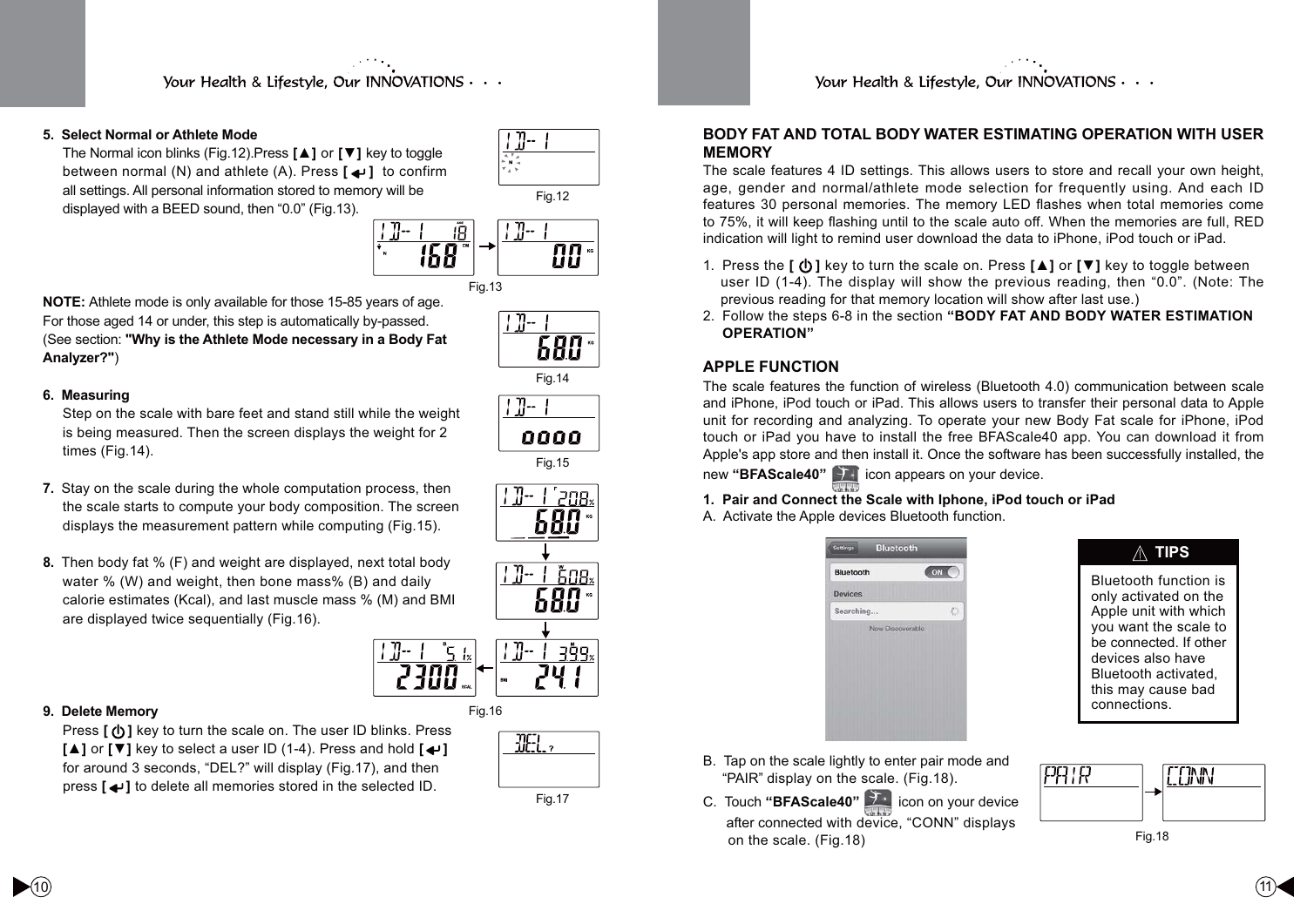5. **Select Normal or Athlete Mode**
   The Normal icon blinks (Fig.12).Press **[▲]** or **[▼]** key to toggle between normal (N) and athlete (A). Press **[ ↵ ]** to confirm all settings. All personal information stored to memory will be displayed with a BEED sound, then “0.0” (Fig.13).

Fig.12

Fig.13

**NOTE:** Athlete mode is only available for those 15-85 years of age. For those aged 14 or under, this step is automatically by-passed. (See section: **"Why is the Athlete Mode necessary in a Body Fat Analyzer?"**)

Fig.14

6. **Measuring**
   Step on the scale with bare feet and stand still while the weight is being measured. Then the screen displays the weight for 2 times (Fig.14).

Fig.15

7. Stay on the scale during the whole computation process, then the scale starts to compute your body composition. The screen displays the measurement pattern while computing (Fig.15).

8. Then body fat % (F) and weight are displayed, next total body water % (W) and weight, then bone mass% (B) and daily calorie estimates (Kcal), and last muscle mass % (M) and BMI are displayed twice sequentially (Fig.16).

Fig.16

9. **Delete Memory**
   Press **[ ⏻ ]** key to turn the scale on. The user ID blinks. Press **[▲]** or **[▼]** key to select a user ID (1-4). Press and hold **[↵]** for around 3 seconds, “DEL?” will display (Fig.17), and then press **[↵]** to delete all memories stored in the selected ID.

Fig.17

## BODY FAT AND TOTAL BODY WATER ESTIMATING OPERATION WITH USER MEMORY

The scale features 4 ID settings. This allows users to store and recall your own height, age, gender and normal/athlete mode selection for frequently using. And each ID features 30 personal memories. The memory LED flashes when total memories come to 75%, it will keep flashing until to the scale auto off. When the memories are full, RED indication will light to remind user download the data to iPhone, iPod touch or iPad.

1. Press the **[ ⏻ ]** key to turn the scale on. Press **[▲]** or **[▼]** key to toggle between user ID (1-4). The display will show the previous reading, then “0.0”. (Note: The previous reading for that memory location will show after last use.)
2. Follow the steps 6-8 in the section **“BODY FAT AND BODY WATER ESTIMATION OPERATION”**

## APPLE FUNCTION

The scale features the function of wireless (Bluetooth 4.0) communication between scale and iPhone, iPod touch or iPad. This allows users to transfer their personal data to Apple unit for recording and analyzing. To operate your new Body Fat scale for iPhone, iPod touch or iPad you have to install the free BFAScale40 app. You can download it from Apple's app store and then install it. Once the software has been successfully installed, the new **“BFAScale40”** icon appears on your device.

1. **Pair and Connect the Scale with Iphone, iPod touch or iPad**

A. Activate the Apple devices Bluetooth function.

**⚠ TIPS**

Bluetooth function is only activated on the Apple unit with which you want the scale to be connected. If other devices also have Bluetooth activated, this may cause bad connections.

B. Tap on the scale lightly to enter pair mode and “PAIR” display on the scale. (Fig.18).

C. Touch **“BFAScale40”** icon on your device after connected with device, “CONN” displays on the scale. (Fig.18)

Fig.18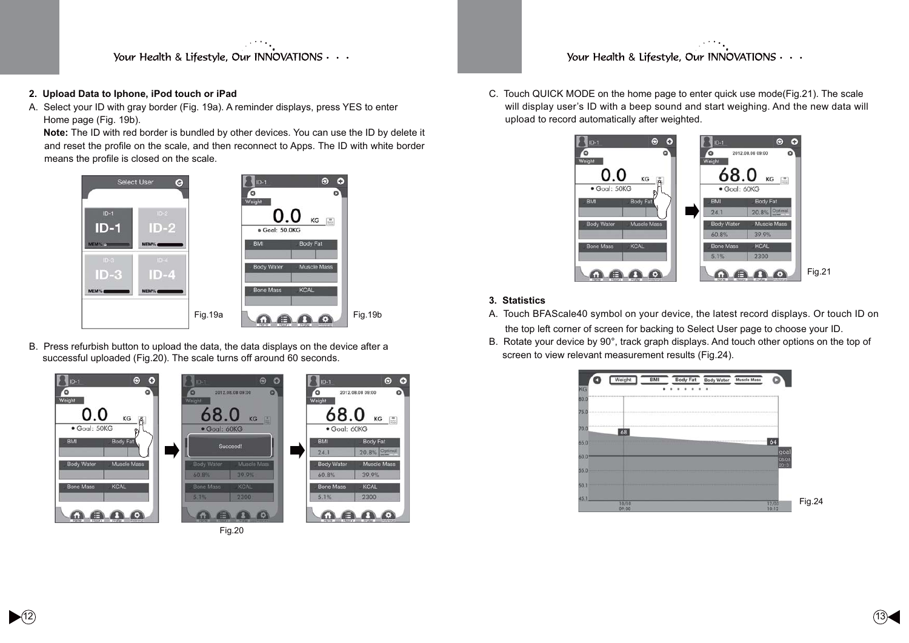## 2. Upload Data to Iphone, iPod touch or iPad

A. Select your ID with gray border (Fig. 19a). A reminder displays, press YES to enter Home page (Fig. 19b).
**Note:** The ID with red border is bundled by other devices. You can use the ID by delete it and reset the profile on the scale, and then reconnect to Apps. The ID with white border means the profile is closed on the scale.

Fig.19a

Fig.19b

B. Press refurbish button to upload the data, the data displays on the device after a successful uploaded (Fig.20). The scale turns off around 60 seconds.

Fig.20

C. Touch QUICK MODE on the home page to enter quick use mode(Fig.21). The scale will display user's ID with a beep sound and start weighing. And the new data will upload to record automatically after weighted.

Fig.21

## 3. Statistics

A. Touch BFAScale40 symbol on your device, the latest record displays. Or touch ID on the top left corner of screen for backing to Select User page to choose your ID.

B. Rotate your device by 90°, track graph displays. And touch other options on the top of screen to view relevant measurement results (Fig.24).

Fig.24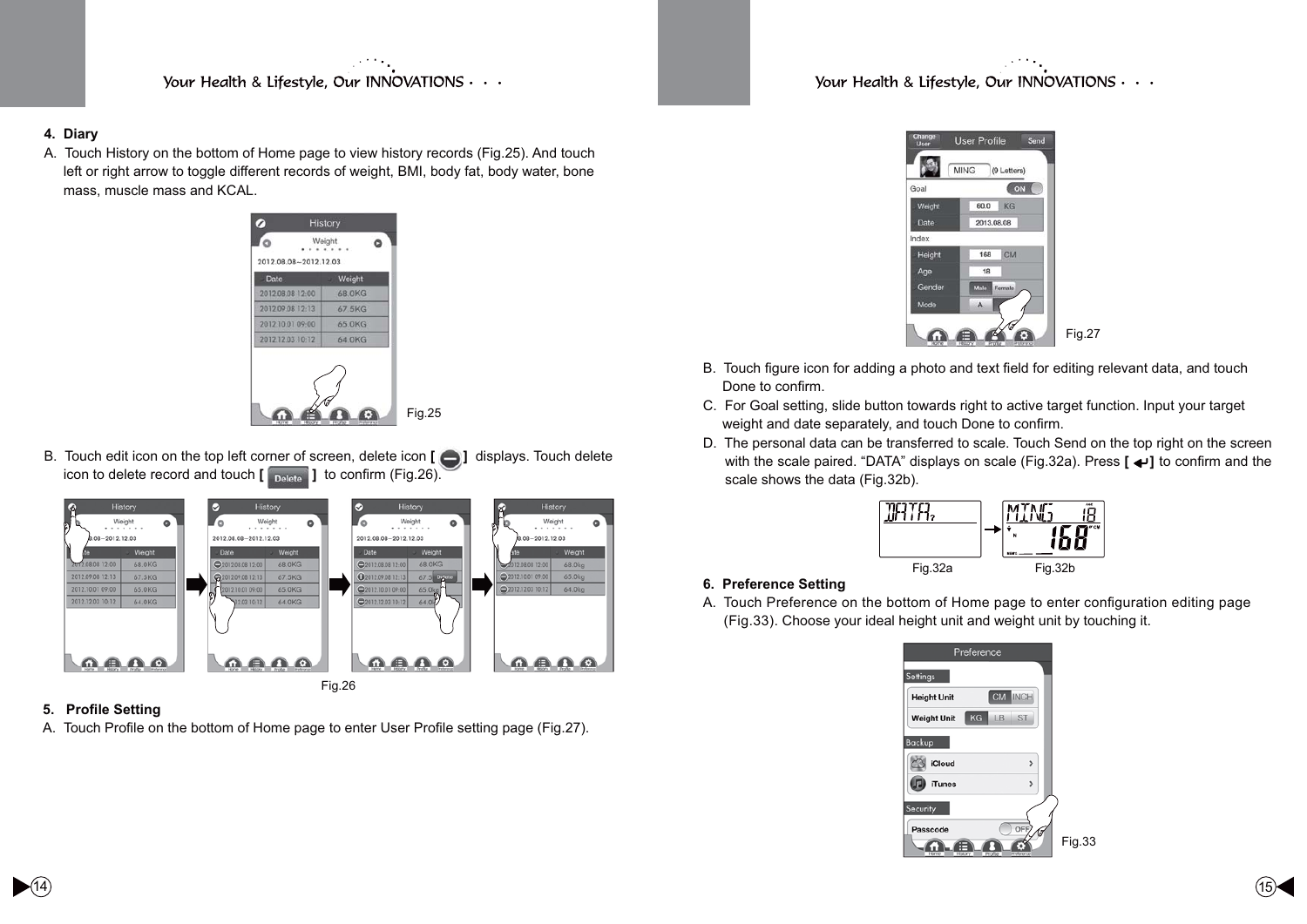**4. Diary**

A. Touch History on the bottom of Home page to view history records (Fig.25). And touch left or right arrow to toggle different records of weight, BMI, body fat, body water, bone mass, muscle mass and KCAL.

Fig.25

B. Touch edit icon on the top left corner of screen, delete icon [ ] displays. Touch delete icon to delete record and touch [ Delete ] to confirm (Fig.26).

Fig.26

**5. Profile Setting**

A. Touch Profile on the bottom of Home page to enter User Profile setting page (Fig.27).

Fig.27

B. Touch figure icon for adding a photo and text field for editing relevant data, and touch Done to confirm.

C. For Goal setting, slide button towards right to active target function. Input your target weight and date separately, and touch Done to confirm.

D. The personal data can be transferred to scale. Touch Send on the top right on the screen with the scale paired. “DATA” displays on scale (Fig.32a). Press [ ↵ ] to confirm and the scale shows the data (Fig.32b).

Fig.32a Fig.32b

**6. Preference Setting**

A. Touch Preference on the bottom of Home page to enter configuration editing page (Fig.33). Choose your ideal height unit and weight unit by touching it.

Fig.33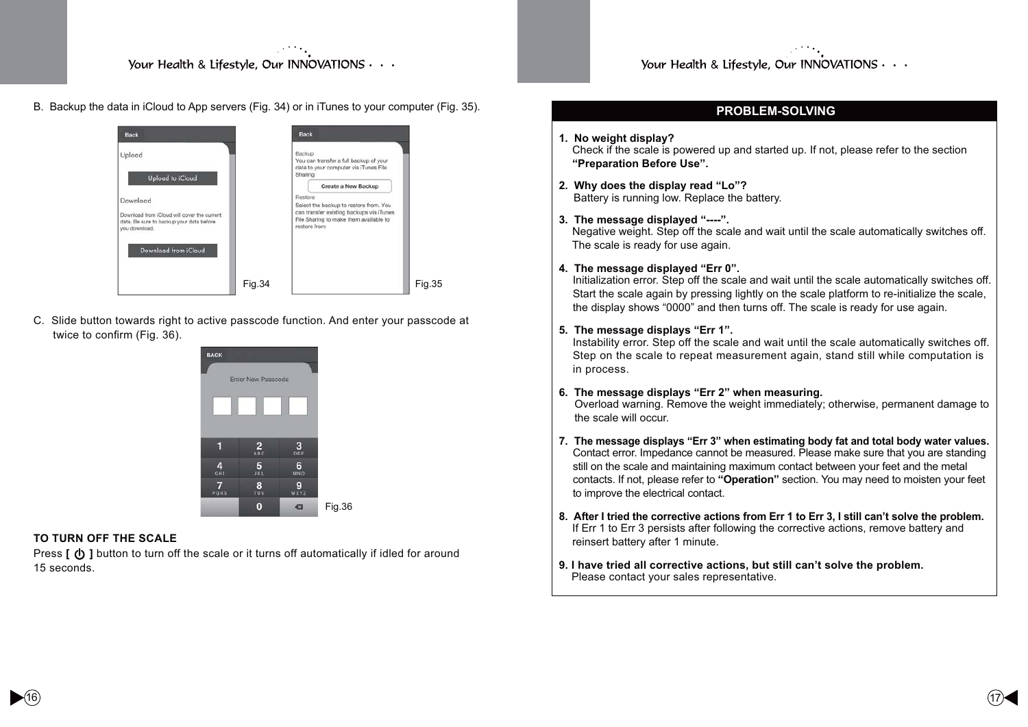B. Backup the data in iCloud to App servers (Fig. 34) or in iTunes to your computer (Fig. 35).

Fig.34

Fig.35

C. Slide button towards right to active passcode function. And enter your passcode at twice to confirm (Fig. 36).

Fig.36

**TO TURN OFF THE SCALE**

Press **[ ⏻ ]** button to turn off the scale or it turns off automatically if idled for around 15 seconds.

## PROBLEM-SOLVING

1. **No weight display?**
   Check if the scale is powered up and started up. If not, please refer to the section **"Preparation Before Use".**

2. **Why does the display read "Lo"?**
   Battery is running low. Replace the battery.

3. **The message displayed "----".**
   Negative weight. Step off the scale and wait until the scale automatically switches off. The scale is ready for use again.

4. **The message displayed "Err 0".**
   Initialization error. Step off the scale and wait until the scale automatically switches off. Start the scale again by pressing lightly on the scale platform to re-initialize the scale, the display shows "0000" and then turns off. The scale is ready for use again.

5. **The message displays "Err 1".**
   Instability error. Step off the scale and wait until the scale automatically switches off. Step on the scale to repeat measurement again, stand still while computation is in process.

6. **The message displays "Err 2" when measuring.**
   Overload warning. Remove the weight immediately; otherwise, permanent damage to the scale will occur.

7. **The message displays "Err 3" when estimating body fat and total body water values.**
   Contact error. Impedance cannot be measured. Please make sure that you are standing still on the scale and maintaining maximum contact between your feet and the metal contacts. If not, please refer to **"Operation"** section. You may need to moisten your feet to improve the electrical contact.

8. **After I tried the corrective actions from Err 1 to Err 3, I still can't solve the problem.**
   If Err 1 to Err 3 persists after following the corrective actions, remove battery and reinsert battery after 1 minute.

9. **I have tried all corrective actions, but still can't solve the problem.**
   Please contact your sales representative.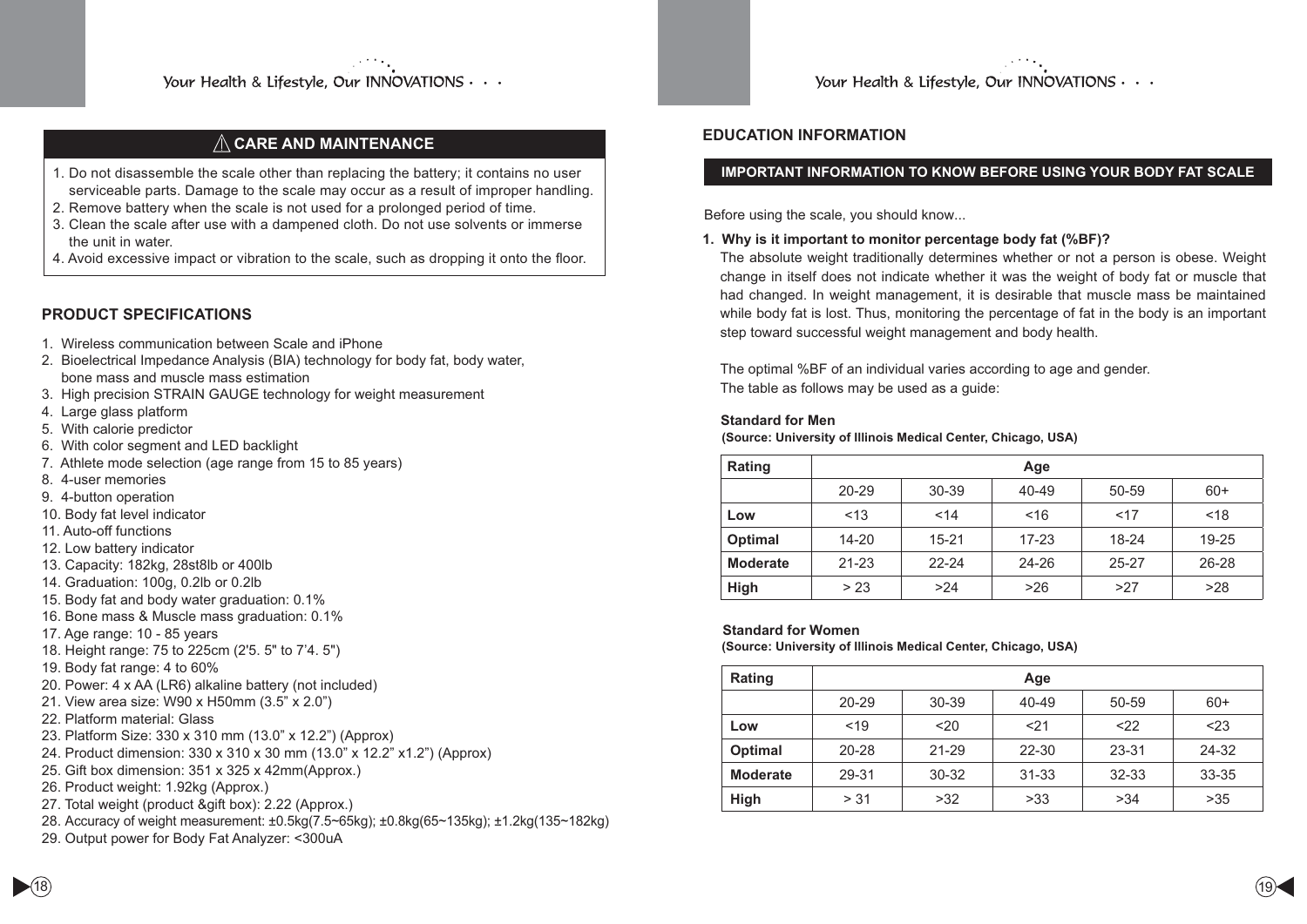## ⚠ CARE AND MAINTENANCE

1. Do not disassemble the scale other than replacing the battery; it contains no user serviceable parts. Damage to the scale may occur as a result of improper handling.
2. Remove battery when the scale is not used for a prolonged period of time.
3. Clean the scale after use with a dampened cloth. Do not use solvents or immerse the unit in water.
4. Avoid excessive impact or vibration to the scale, such as dropping it onto the floor.

## PRODUCT SPECIFICATIONS

1. Wireless communication between Scale and iPhone
2. Bioelectrical Impedance Analysis (BIA) technology for body fat, body water, bone mass and muscle mass estimation
3. High precision STRAIN GAUGE technology for weight measurement
4. Large glass platform
5. With calorie predictor
6. With color segment and LED backlight
7. Athlete mode selection (age range from 15 to 85 years)
8. 4-user memories
9. 4-button operation
10. Body fat level indicator
11. Auto-off functions
12. Low battery indicator
13. Capacity: 182kg, 28st8lb or 400lb
14. Graduation: 100g, 0.2lb or 0.2lb
15. Body fat and body water graduation: 0.1%
16. Bone mass & Muscle mass graduation: 0.1%
17. Age range: 10 - 85 years
18. Height range: 75 to 225cm (2'5. 5" to 7'4. 5")
19. Body fat range: 4 to 60%
20. Power: 4 x AA (LR6) alkaline battery (not included)
21. View area size: W90 x H50mm (3.5" x 2.0")
22. Platform material: Glass
23. Platform Size: 330 x 310 mm (13.0" x 12.2") (Approx)
24. Product dimension: 330 x 310 x 30 mm (13.0" x 12.2" x1.2") (Approx)
25. Gift box dimension: 351 x 325 x 42mm(Approx.)
26. Product weight: 1.92kg (Approx.)
27. Total weight (product &gift box): 2.22 (Approx.)
28. Accuracy of weight measurement: ±0.5kg(7.5~65kg); ±0.8kg(65~135kg); ±1.2kg(135~182kg)
29. Output power for Body Fat Analyzer: <300uA

## EDUCATION INFORMATION

### IMPORTANT INFORMATION TO KNOW BEFORE USING YOUR BODY FAT SCALE

Before using the scale, you should know...

**1. Why is it important to monitor percentage body fat (%BF)?**

The absolute weight traditionally determines whether or not a person is obese. Weight change in itself does not indicate whether it was the weight of body fat or muscle that had changed. In weight management, it is desirable that muscle mass be maintained while body fat is lost. Thus, monitoring the percentage of fat in the body is an important step toward successful weight management and body health.

The optimal %BF of an individual varies according to age and gender.
The table as follows may be used as a guide:

**Standard for Men**
**(Source: University of Illinois Medical Center, Chicago, USA)**

| Rating | Age | | | | |
|---|---|---|---|---|---|
| | 20-29 | 30-39 | 40-49 | 50-59 | 60+ |
| **Low** | <13 | <14 | <16 | <17 | <18 |
| **Optimal** | 14-20 | 15-21 | 17-23 | 18-24 | 19-25 |
| **Moderate** | 21-23 | 22-24 | 24-26 | 25-27 | 26-28 |
| **High** | > 23 | >24 | >26 | >27 | >28 |

**Standard for Women**
**(Source: University of Illinois Medical Center, Chicago, USA)**

| Rating | Age | | | | |
|---|---|---|---|---|---|
| | 20-29 | 30-39 | 40-49 | 50-59 | 60+ |
| **Low** | <19 | <20 | <21 | <22 | <23 |
| **Optimal** | 20-28 | 21-29 | 22-30 | 23-31 | 24-32 |
| **Moderate** | 29-31 | 30-32 | 31-33 | 32-33 | 33-35 |
| **High** | > 31 | >32 | >33 | >34 | >35 |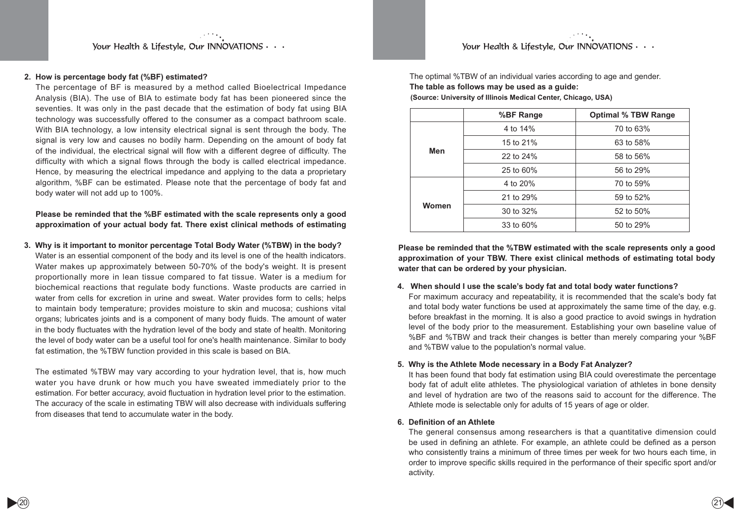**2. How is percentage body fat (%BF) estimated?**

The percentage of BF is measured by a method called Bioelectrical Impedance Analysis (BIA). The use of BIA to estimate body fat has been pioneered since the seventies. It was only in the past decade that the estimation of body fat using BIA technology was successfully offered to the consumer as a compact bathroom scale. With BIA technology, a low intensity electrical signal is sent through the body. The signal is very low and causes no bodily harm. Depending on the amount of body fat of the individual, the electrical signal will flow with a different degree of difficulty. The difficulty with which a signal flows through the body is called electrical impedance. Hence, by measuring the electrical impedance and applying to the data a proprietary algorithm, %BF can be estimated. Please note that the percentage of body fat and body water will not add up to 100%.

**Please be reminded that the %BF estimated with the scale represents only a good approximation of your actual body fat. There exist clinical methods of estimating**

**3. Why is it important to monitor percentage Total Body Water (%TBW) in the body?**

Water is an essential component of the body and its level is one of the health indicators. Water makes up approximately between 50-70% of the body's weight. It is present proportionally more in lean tissue compared to fat tissue. Water is a medium for biochemical reactions that regulate body functions. Waste products are carried in water from cells for excretion in urine and sweat. Water provides form to cells; helps to maintain body temperature; provides moisture to skin and mucosa; cushions vital organs; lubricates joints and is a component of many body fluids. The amount of water in the body fluctuates with the hydration level of the body and state of health. Monitoring the level of body water can be a useful tool for one's health maintenance. Similar to body fat estimation, the %TBW function provided in this scale is based on BIA.

The estimated %TBW may vary according to your hydration level, that is, how much water you have drunk or how much you have sweated immediately prior to the estimation. For better accuracy, avoid fluctuation in hydration level prior to the estimation. The accuracy of the scale in estimating TBW will also decrease with individuals suffering from diseases that tend to accumulate water in the body.

The optimal %TBW of an individual varies according to age and gender.

**The table as follows may be used as a guide:**

**(Source: University of Illinois Medical Center, Chicago, USA)**

| | %BF Range | Optimal % TBW Range |
|---|---|---|
| **Men** | 4 to 14% | 70 to 63% |
| | 15 to 21% | 63 to 58% |
| | 22 to 24% | 58 to 56% |
| | 25 to 60% | 56 to 29% |
| **Women** | 4 to 20% | 70 to 59% |
| | 21 to 29% | 59 to 52% |
| | 30 to 32% | 52 to 50% |
| | 33 to 60% | 50 to 29% |

**Please be reminded that the %TBW estimated with the scale represents only a good approximation of your TBW. There exist clinical methods of estimating total body water that can be ordered by your physician.**

**4. When should I use the scale's body fat and total body water functions?**

For maximum accuracy and repeatability, it is recommended that the scale's body fat and total body water functions be used at approximately the same time of the day, e.g. before breakfast in the morning. It is also a good practice to avoid swings in hydration level of the body prior to the measurement. Establishing your own baseline value of %BF and %TBW and track their changes is better than merely comparing your %BF and %TBW value to the population's normal value.

**5. Why is the Athlete Mode necessary in a Body Fat Analyzer?**

It has been found that body fat estimation using BIA could overestimate the percentage body fat of adult elite athletes. The physiological variation of athletes in bone density and level of hydration are two of the reasons said to account for the difference. The Athlete mode is selectable only for adults of 15 years of age or older.

**6. Definition of an Athlete**

The general consensus among researchers is that a quantitative dimension could be used in defining an athlete. For example, an athlete could be defined as a person who consistently trains a minimum of three times per week for two hours each time, in order to improve specific skills required in the performance of their specific sport and/or activity.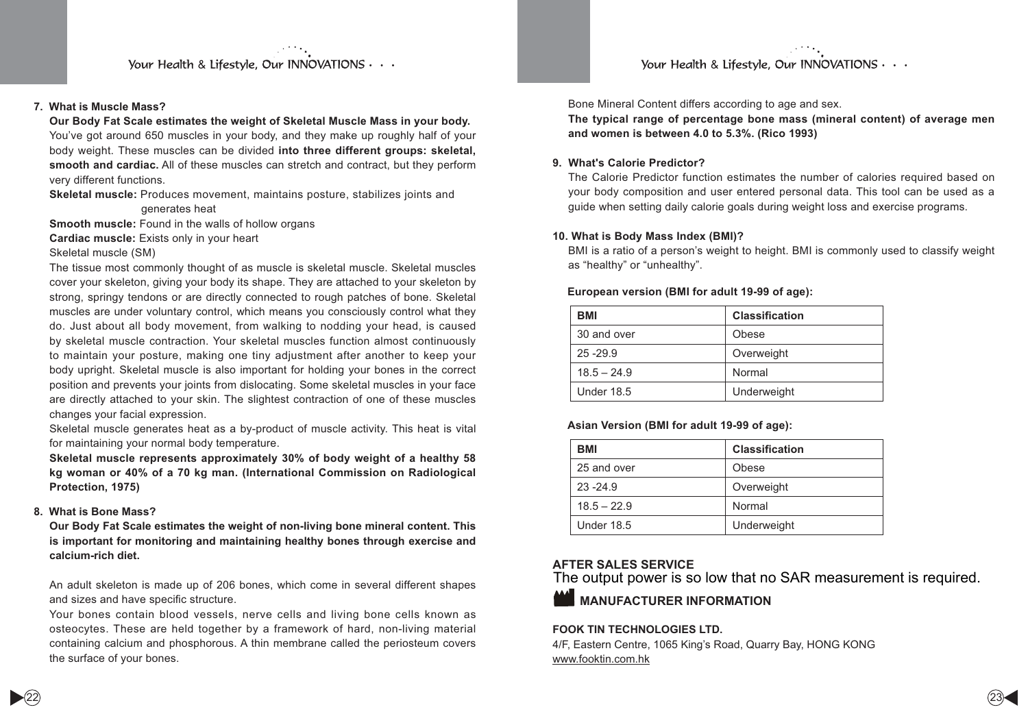**7. What is Muscle Mass?**

**Our Body Fat Scale estimates the weight of Skeletal Muscle Mass in your body.** You've got around 650 muscles in your body, and they make up roughly half of your body weight. These muscles can be divided **into three different groups: skeletal, smooth and cardiac.** All of these muscles can stretch and contract, but they perform very different functions.

**Skeletal muscle:** Produces movement, maintains posture, stabilizes joints and generates heat

**Smooth muscle:** Found in the walls of hollow organs

**Cardiac muscle:** Exists only in your heart

Skeletal muscle (SM)

The tissue most commonly thought of as muscle is skeletal muscle. Skeletal muscles cover your skeleton, giving your body its shape. They are attached to your skeleton by strong, springy tendons or are directly connected to rough patches of bone. Skeletal muscles are under voluntary control, which means you consciously control what they do. Just about all body movement, from walking to nodding your head, is caused by skeletal muscle contraction. Your skeletal muscles function almost continuously to maintain your posture, making one tiny adjustment after another to keep your body upright. Skeletal muscle is also important for holding your bones in the correct position and prevents your joints from dislocating. Some skeletal muscles in your face are directly attached to your skin. The slightest contraction of one of these muscles changes your facial expression.

Skeletal muscle generates heat as a by-product of muscle activity. This heat is vital for maintaining your normal body temperature.

**Skeletal muscle represents approximately 30% of body weight of a healthy 58 kg woman or 40% of a 70 kg man. (International Commission on Radiological Protection, 1975)**

**8. What is Bone Mass?**

**Our Body Fat Scale estimates the weight of non-living bone mineral content. This is important for monitoring and maintaining healthy bones through exercise and calcium-rich diet.**

An adult skeleton is made up of 206 bones, which come in several different shapes and sizes and have specific structure.

Your bones contain blood vessels, nerve cells and living bone cells known as osteocytes. These are held together by a framework of hard, non-living material containing calcium and phosphorous. A thin membrane called the periosteum covers the surface of your bones.

Bone Mineral Content differs according to age and sex.

**The typical range of percentage bone mass (mineral content) of average men and women is between 4.0 to 5.3%. (Rico 1993)**

**9. What's Calorie Predictor?**

The Calorie Predictor function estimates the number of calories required based on your body composition and user entered personal data. This tool can be used as a guide when setting daily calorie goals during weight loss and exercise programs.

**10. What is Body Mass Index (BMI)?**

BMI is a ratio of a person's weight to height. BMI is commonly used to classify weight as "healthy" or "unhealthy".

**European version (BMI for adult 19-99 of age):**

| BMI | Classification |
|---|---|
| 30 and over | Obese |
| 25 -29.9 | Overweight |
| 18.5 – 24.9 | Normal |
| Under 18.5 | Underweight |

**Asian Version (BMI for adult 19-99 of age):**

| BMI | Classification |
|---|---|
| 25 and over | Obese |
| 23 -24.9 | Overweight |
| 18.5 – 22.9 | Normal |
| Under 18.5 | Underweight |

**AFTER SALES SERVICE**

The output power is so low that no SAR measurement is required.

**MANUFACTURER INFORMATION**

**FOOK TIN TECHNOLOGIES LTD.**

4/F, Eastern Centre, 1065 King's Road, Quarry Bay, HONG KONG

www.fooktin.com.hk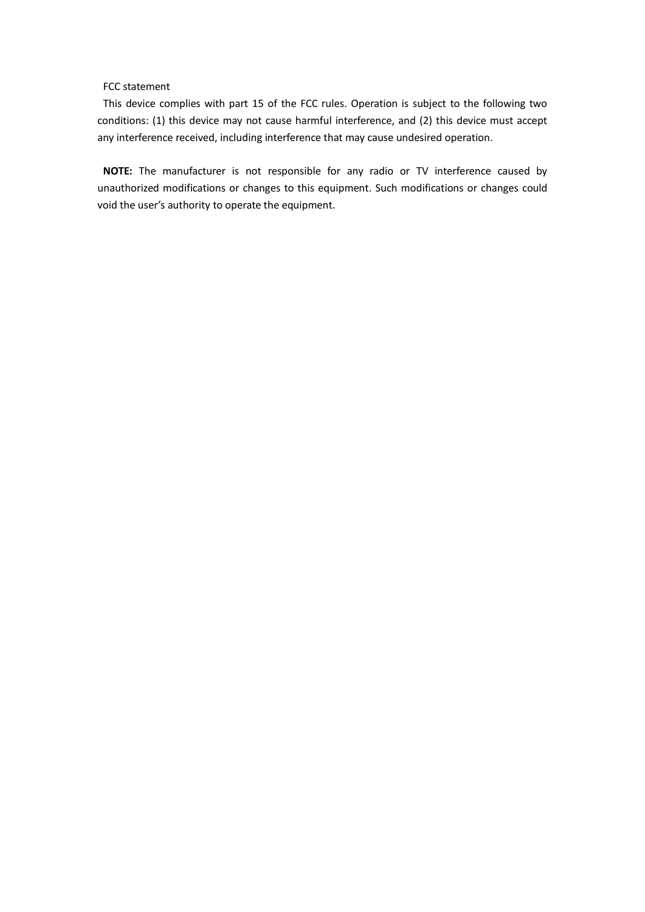FCC statement

This device complies with part 15 of the FCC rules. Operation is subject to the following two conditions: (1) this device may not cause harmful interference, and (2) this device must accept any interference received, including interference that may cause undesired operation.

**NOTE:** The manufacturer is not responsible for any radio or TV interference caused by unauthorized modifications or changes to this equipment. Such modifications or changes could void the user's authority to operate the equipment.